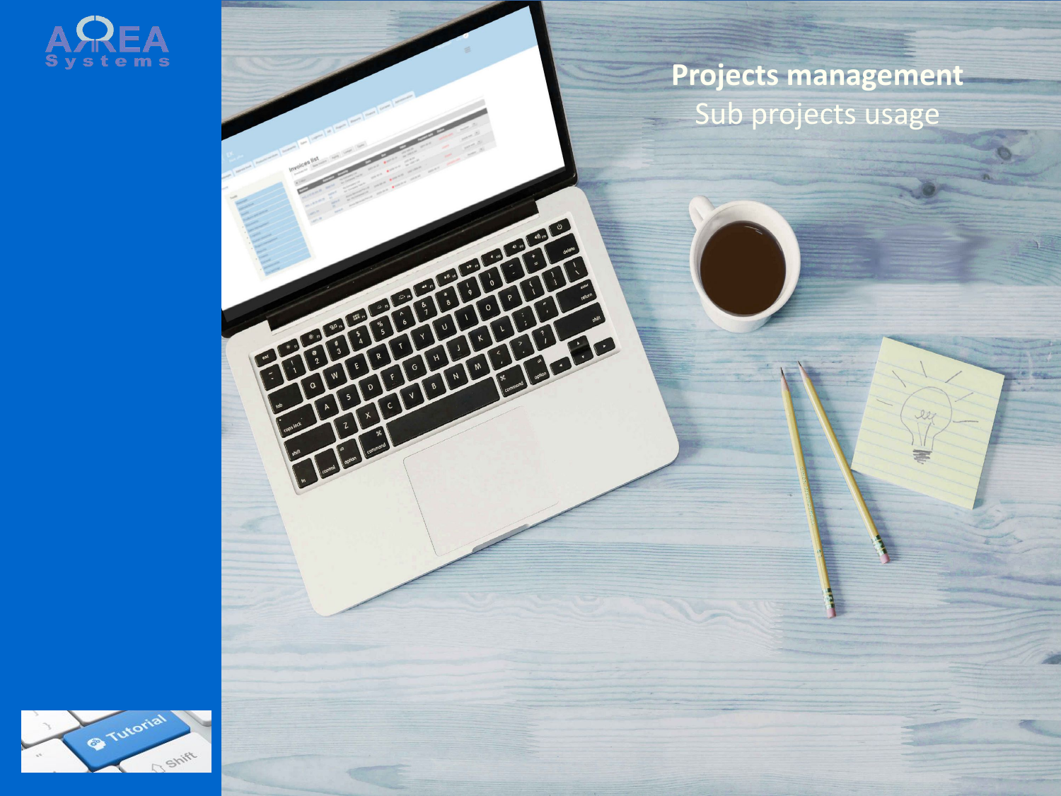# Projects management

## Sub projects usage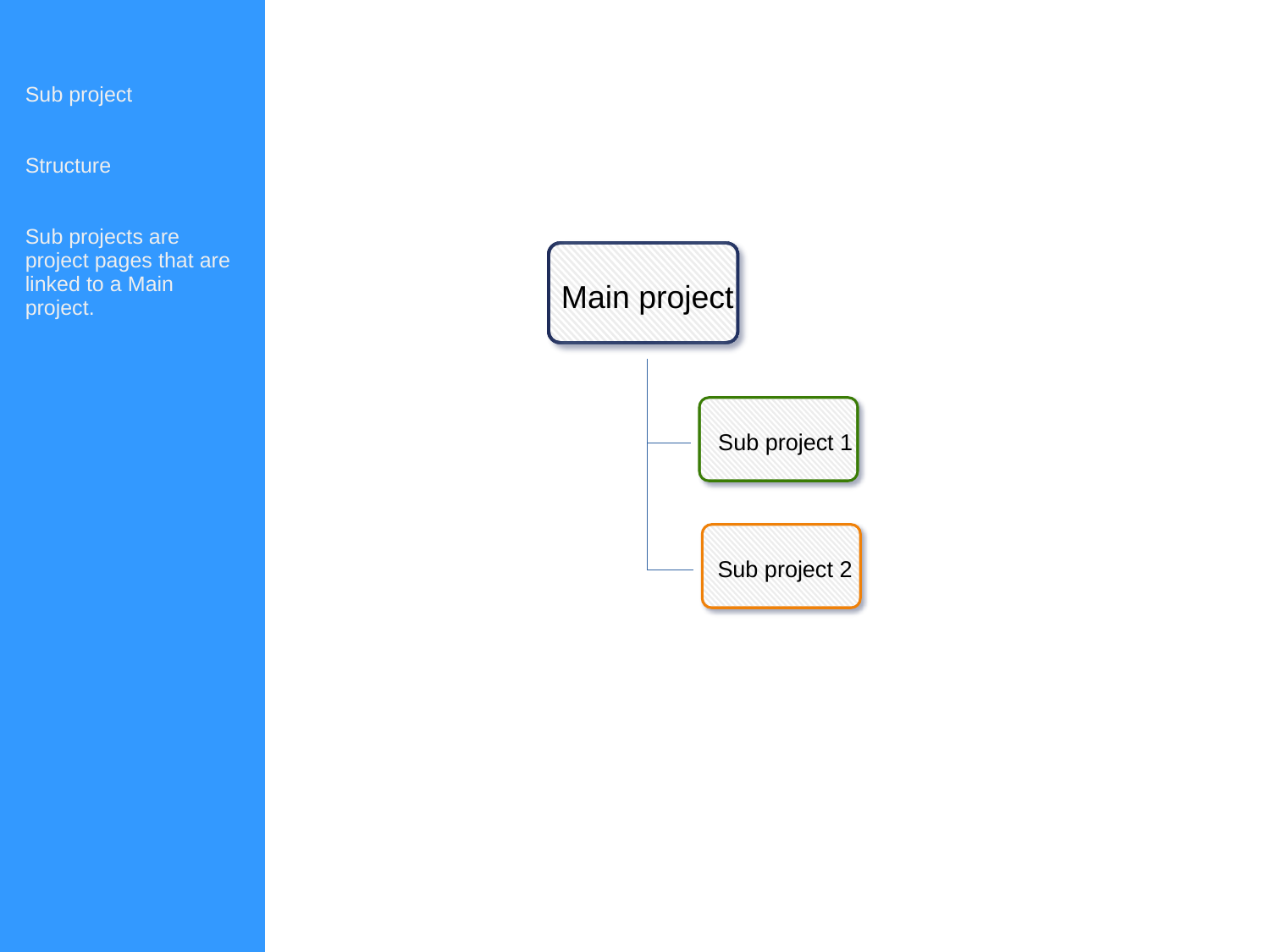Sub project

Structure

Sub projects are project pages that are linked to a Main project.

Main project

- Sub project 1
- Sub project 2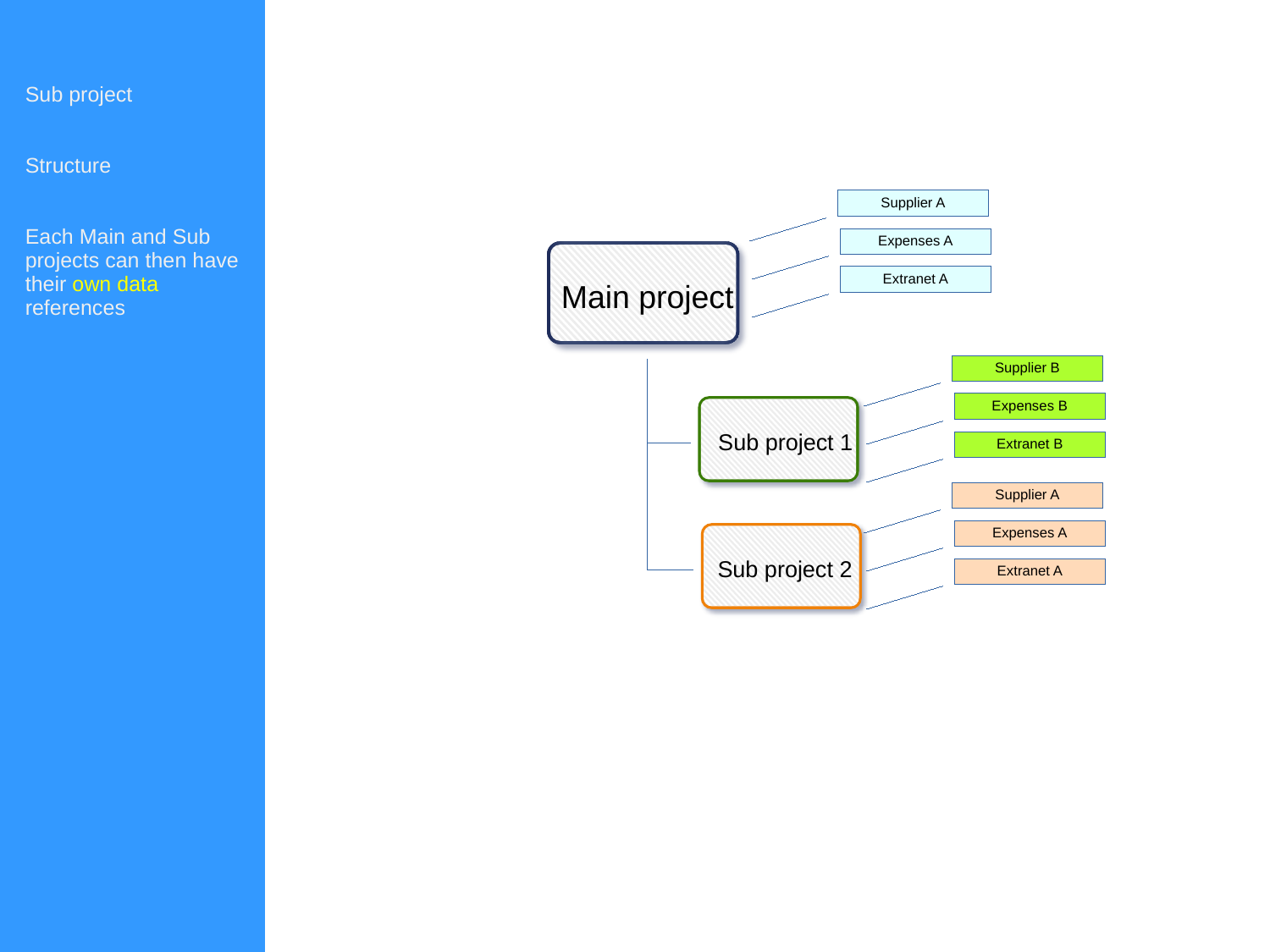Sub project

Structure

Each Main and Sub projects can then have their own data references

Main project

- Supplier A
- Expenses A
- Extranet A

Sub project 1

- Supplier B
- Expenses B
- Extranet B

Sub project 2

- Supplier A
- Expenses A
- Extranet A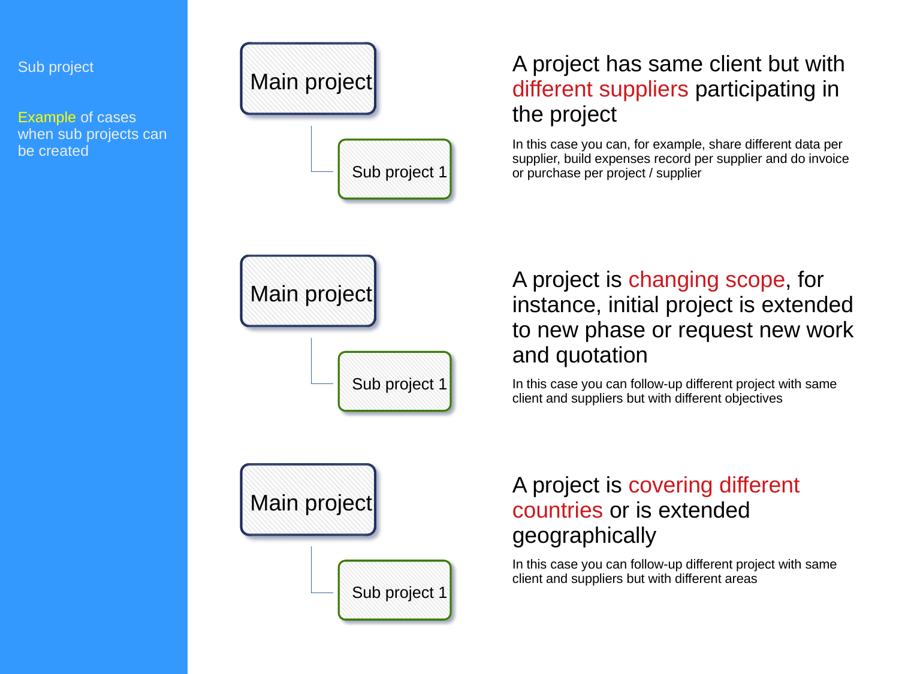Sub project

Example of cases when sub projects can be created

Main project

Sub project 1

## A project has same client but with different suppliers participating in the project

In this case you can, for example, share different data per supplier, build expenses record per supplier and do invoice or purchase per project / supplier

Main project

Sub project 1

## A project is changing scope, for instance, initial project is extended to new phase or request new work and quotation

In this case you can follow-up different project with same client and suppliers but with different objectives

Main project

Sub project 1

## A project is covering different countries or is extended geographically

In this case you can follow-up different project with same client and suppliers but with different areas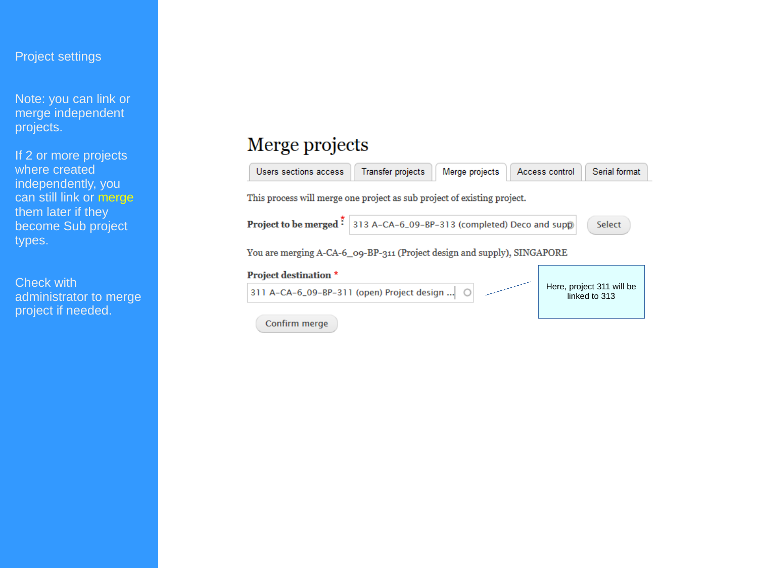Project settings

Note: you can link or merge independent projects.

If 2 or more projects where created independently, you can still link or merge them later if they become Sub project types.

Check with administrator to merge project if needed.

# Merge projects

Users sections access | Transfer projects | Merge projects | Access control | Serial format

This process will merge one project as sub project of existing project.

**Project to be merged** *

313 A-CA-6_09-BP-313 (completed) Deco and supp

Select

You are merging A-CA-6_09-BP-311 (Project design and supply), SINGAPORE

**Project destination** *

311 A-CA-6_09-BP-311 (open) Project design ...

Confirm merge

Here, project 311 will be linked to 313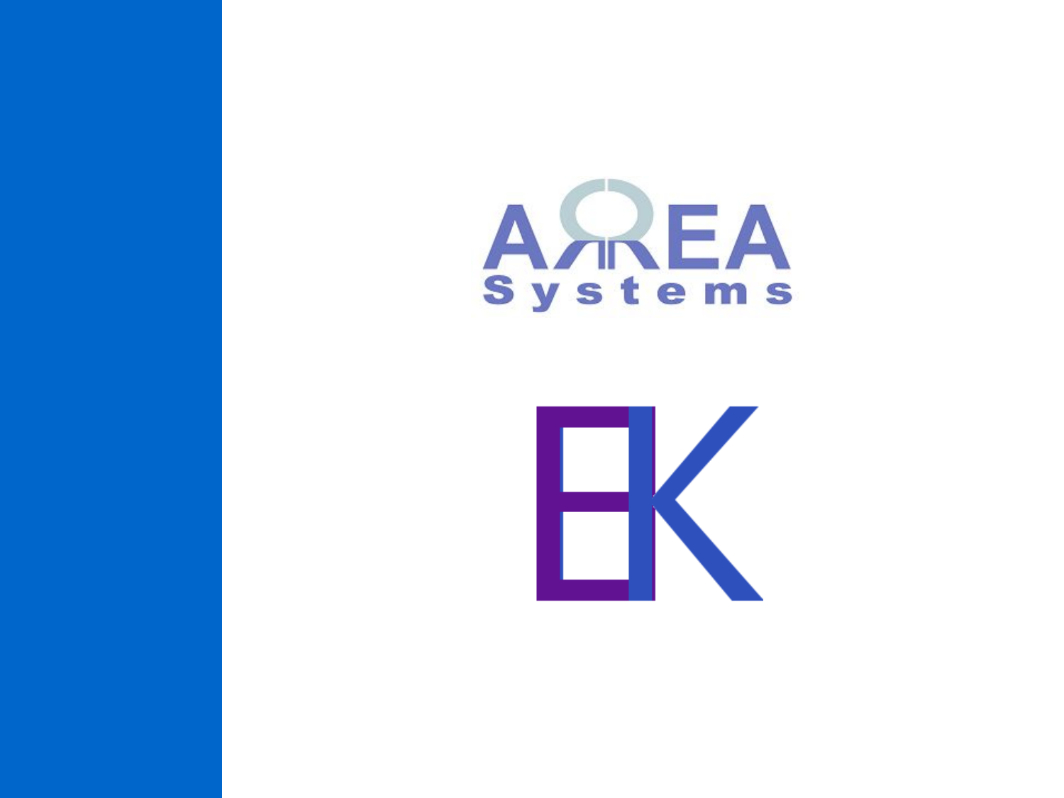ARREA

Systems

EK